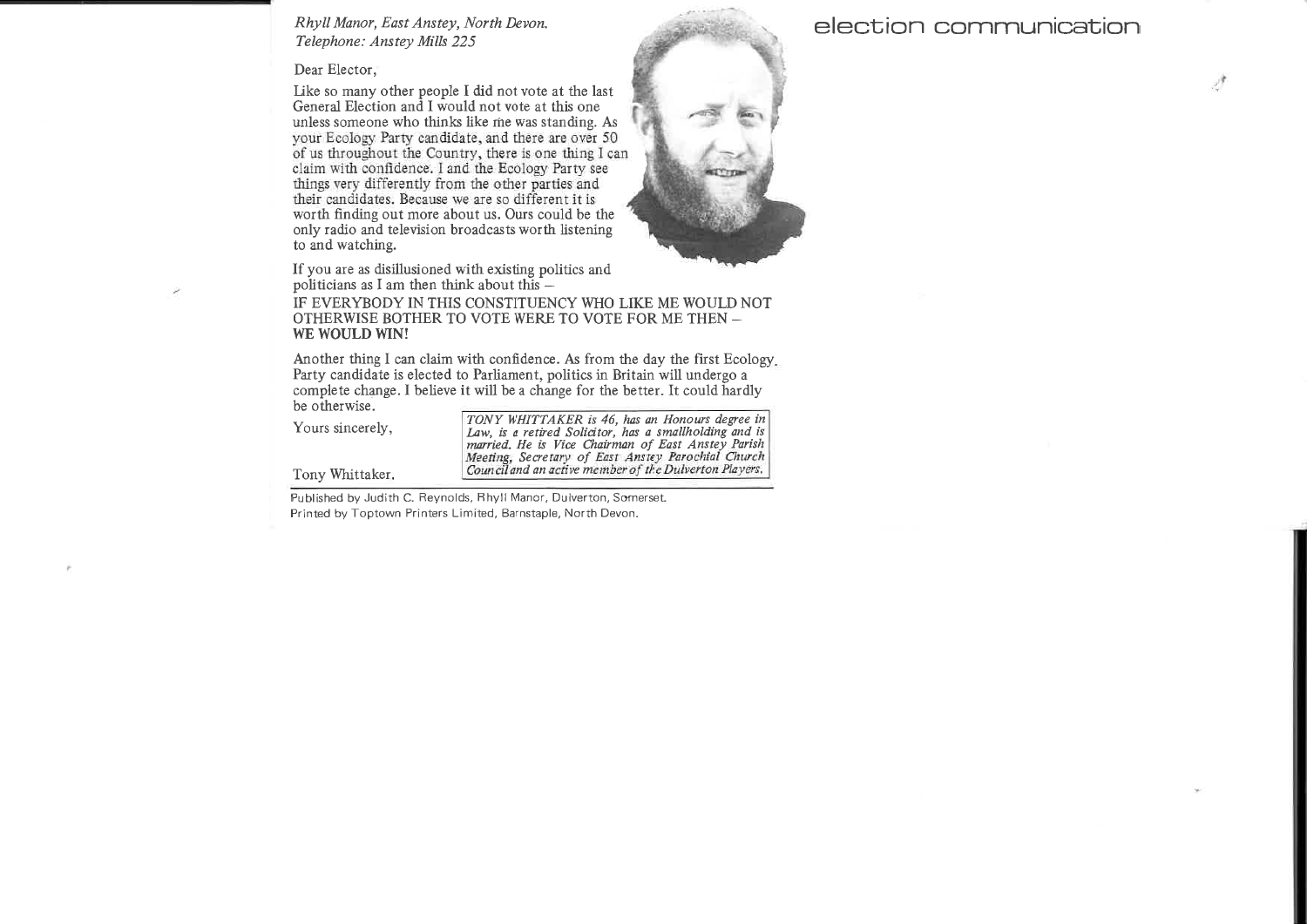# election communication

*Rhyll Manor, East Anstey, North Devon.*
*Telephone: Anstey Mills 225*

Dear Elector,

Like so many other people I did not vote at the last General Election and I would not vote at this one unless someone who thinks like me was standing. As your Ecology Party candidate, and there are over 50 of us throughout the Country, there is one thing I can claim with confidence. I and the Ecology Party see things very differently from the other parties and their candidates. Because we are so different it is worth finding out more about us. Ours could be the only radio and television broadcasts worth listening to and watching.

If you are as disillusioned with existing politics and politicians as I am then think about this –

IF EVERYBODY IN THIS CONSTITUENCY WHO LIKE ME WOULD NOT OTHERWISE BOTHER TO VOTE WERE TO VOTE FOR ME THEN – **WE WOULD WIN!**

Another thing I can claim with confidence. As from the day the first Ecology Party candidate is elected to Parliament, politics in Britain will undergo a complete change. I believe it will be a change for the better. It could hardly be otherwise.

Yours sincerely,

Tony Whittaker.

*TONY WHITTAKER is 46, has an Honours degree in Law, is a retired Solicitor, has a smallholding and is married. He is Vice Chairman of East Anstey Parish Meeting, Secretary of East Anstey Parochial Church Council and an active member of the Dulverton Players.*

Published by Judith C. Reynolds, Rhyll Manor, Dulverton, Somerset.
Printed by Toptown Printers Limited, Barnstaple, North Devon.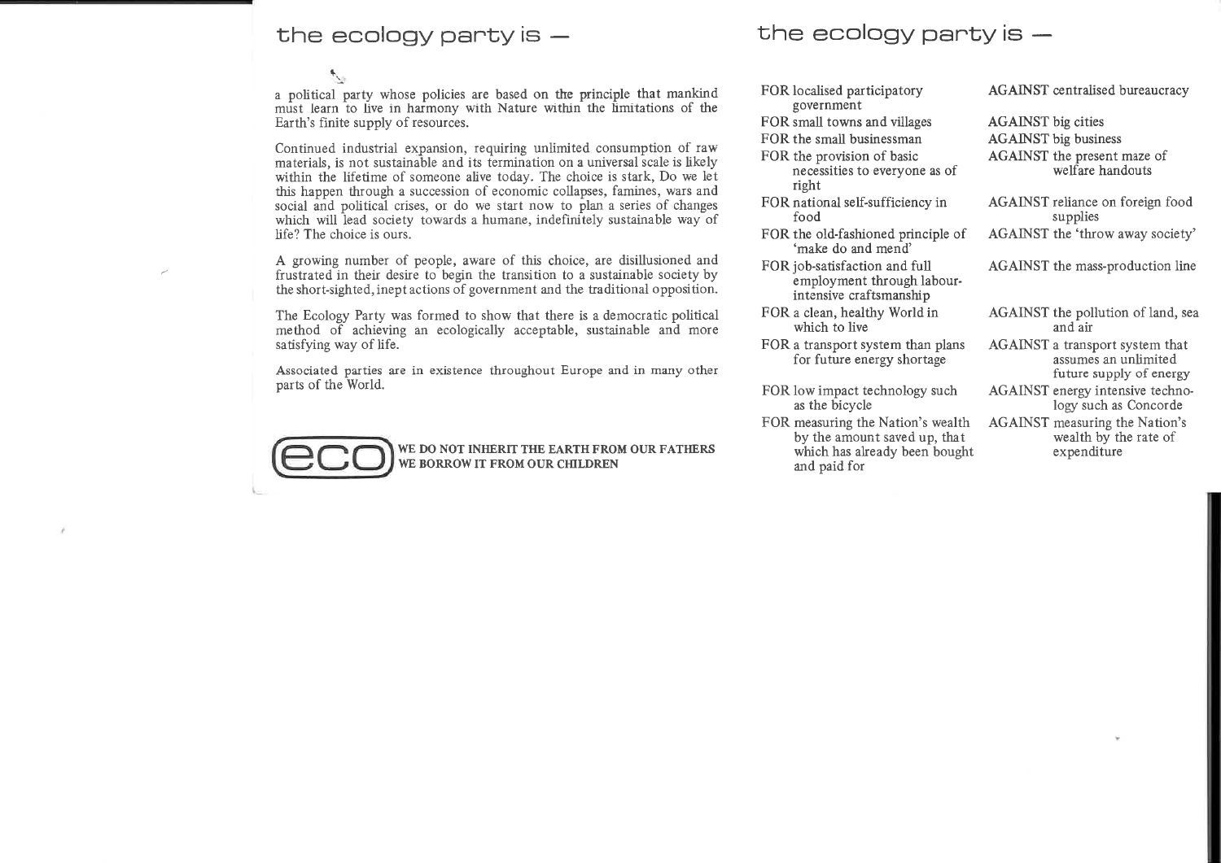## the ecology party is —

a political party whose policies are based on the principle that mankind must learn to live in harmony with Nature within the limitations of the Earth's finite supply of resources.

Continued industrial expansion, requiring unlimited consumption of raw materials, is not sustainable and its termination on a universal scale is likely within the lifetime of someone alive today. The choice is stark, Do we let this happen through a succession of economic collapses, famines, wars and social and political crises, or do we start now to plan a series of changes which will lead society towards a humane, indefinitely sustainable way of life? The choice is ours.

A growing number of people, aware of this choice, are disillusioned and frustrated in their desire to begin the transition to a sustainable society by the short-sighted, inept actions of government and the traditional opposition.

The Ecology Party was formed to show that there is a democratic political method of achieving an ecologically acceptable, sustainable and more satisfying way of life.

Associated parties are in existence throughout Europe and in many other parts of the World.

eco

**WE DO NOT INHERIT THE EARTH FROM OUR FATHERS
WE BORROW IT FROM OUR CHILDREN**

## the ecology party is —

| | |
|---|---|
| FOR localised participatory government | AGAINST centralised bureaucracy |
| FOR small towns and villages | AGAINST big cities |
| FOR the small businessman | AGAINST big business |
| FOR the provision of basic necessities to everyone as of right | AGAINST the present maze of welfare handouts |
| FOR national self-sufficiency in food | AGAINST reliance on foreign food supplies |
| FOR the old-fashioned principle of 'make do and mend' | AGAINST the 'throw away society' |
| FOR job-satisfaction and full employment through labour-intensive craftsmanship | AGAINST the mass-production line |
| FOR a clean, healthy World in which to live | AGAINST the pollution of land, sea and air |
| FOR a transport system than plans for future energy shortage | AGAINST a transport system that assumes an unlimited future supply of energy |
| FOR low impact technology such as the bicycle | AGAINST energy intensive technology such as Concorde |
| FOR measuring the Nation's wealth by the amount saved up, that which has already been bought and paid for | AGAINST measuring the Nation's wealth by the rate of expenditure |